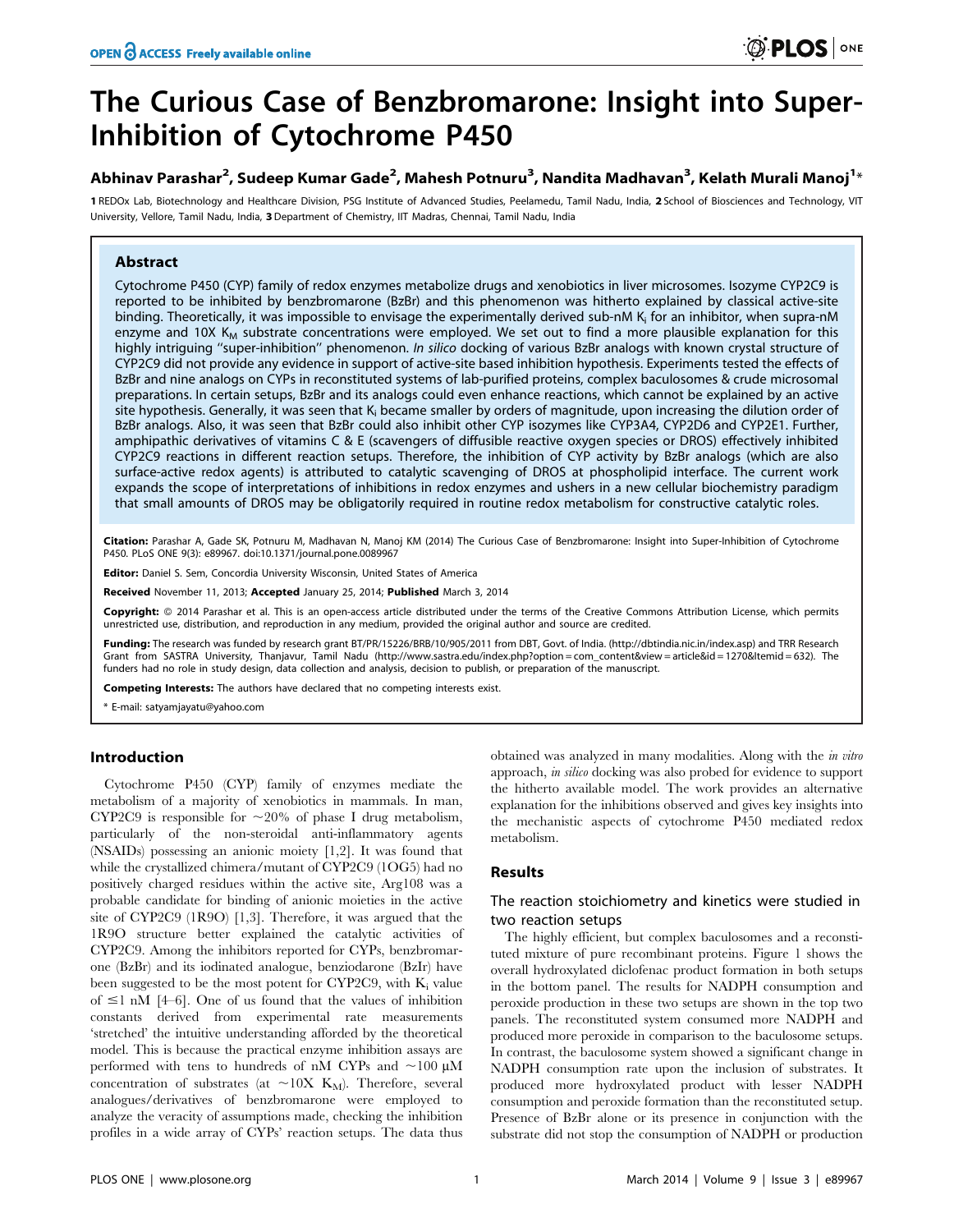# The Curious Case of Benzbromarone: Insight into Super-Inhibition of Cytochrome P450

**Abhinav Parashar[2], Sudeep Kumar Gade[2], Mahesh Potnuru[3], Nandita Madhavan[3], Kelath Murali Manoj[1]***

1 REDOx Lab, Biotechnology and Healthcare Division, PSG Institute of Advanced Studies, Peelamedu, Tamil Nadu, India, 2 School of Biosciences and Technology, VIT University, Vellore, Tamil Nadu, India, 3 Department of Chemistry, IIT Madras, Chennai, Tamil Nadu, India

## Abstract

Cytochrome P450 (CYP) family of redox enzymes metabolize drugs and xenobiotics in liver microsomes. Isozyme CYP2C9 is reported to be inhibited by benzbromarone (BzBr) and this phenomenon was hitherto explained by classical active-site binding. Theoretically, it was impossible to envisage the experimentally derived sub-nM $K_i$ for an inhibitor, when supra-nM enzyme and 10X $K_M$ substrate concentrations were employed. We set out to find a more plausible explanation for this highly intriguing "super-inhibition" phenomenon. *In silico* docking of various BzBr analogs with known crystal structure of CYP2C9 did not provide any evidence in support of active-site based inhibition hypothesis. Experiments tested the effects of BzBr and nine analogs on CYPs in reconstituted systems of lab-purified proteins, complex baculosomes & crude microsomal preparations. In certain setups, BzBr and its analogs could even enhance reactions, which cannot be explained by an active site hypothesis. Generally, it was seen that $K_i$ became smaller by orders of magnitude, upon increasing the dilution order of BzBr analogs. Also, it was seen that BzBr could also inhibit other CYP isozymes like CYP3A4, CYP2D6 and CYP2E1. Further, amphipathic derivatives of vitamins C & E (scavengers of diffusible reactive oxygen species or DROS) effectively inhibited CYP2C9 reactions in different reaction setups. Therefore, the inhibition of CYP activity by BzBr analogs (which are also surface-active redox agents) is attributed to catalytic scavenging of DROS at phospholipid interface. The current work expands the scope of interpretations of inhibitions in redox enzymes and ushers in a new cellular biochemistry paradigm that small amounts of DROS may be obligatorily required in routine redox metabolism for constructive catalytic roles.

**Citation:** Parashar A, Gade SK, Potnuru M, Madhavan N, Manoj KM (2014) The Curious Case of Benzbromarone: Insight into Super-Inhibition of Cytochrome P450. PLoS ONE 9(3): e89967. doi:10.1371/journal.pone.0089967

**Editor:** Daniel S. Sem, Concordia University Wisconsin, United States of America

**Received** November 11, 2013; **Accepted** January 25, 2014; **Published** March 3, 2014

**Copyright:** © 2014 Parashar et al. This is an open-access article distributed under the terms of the Creative Commons Attribution License, which permits unrestricted use, distribution, and reproduction in any medium, provided the original author and source are credited.

**Funding:** The research was funded by research grant BT/PR/15226/BRB/10/905/2011 from DBT, Govt. of India. (http://dbtindia.nic.in/index.asp) and TRR Research Grant from SASTRA University, Thanjavur, Tamil Nadu (http://www.sastra.edu/index.php?option=com_content&view=article&id=1270&Itemid=632). The funders had no role in study design, data collection and analysis, decision to publish, or preparation of the manuscript.

**Competing Interests:** The authors have declared that no competing interests exist.

* E-mail: satyamjayatu@yahoo.com

## Introduction

Cytochrome P450 (CYP) family of enzymes mediate the metabolism of a majority of xenobiotics in mammals. In man, CYP2C9 is responsible for ~20% of phase I drug metabolism, particularly of the non-steroidal anti-inflammatory agents (NSAIDs) possessing an anionic moiety [1,2]. It was found that while the crystallized chimera/mutant of CYP2C9 (1OG5) had no positively charged residues within the active site, Arg108 was a probable candidate for binding of anionic moieties in the active site of CYP2C9 (1R9O) [1,3]. Therefore, it was argued that the 1R9O structure better explained the catalytic activities of CYP2C9. Among the inhibitors reported for CYPs, benzbromarone (BzBr) and its iodinated analogue, benziodarone (BzIr) have been suggested to be the most potent for CYP2C9, with $K_i$ value of ≤1 nM [4–6]. One of us found that the values of inhibition constants derived from experimental rate measurements 'stretched' the intuitive understanding afforded by the theoretical model. This is because the practical enzyme inhibition assays are performed with tens to hundreds of nM CYPs and ~100 μM concentration of substrates (at ~10X $K_M$). Therefore, several analogues/derivatives of benzbromarone were employed to analyze the veracity of assumptions made, checking the inhibition profiles in a wide array of CYPs' reaction setups. The data thus obtained was analyzed in many modalities. Along with the *in vitro* approach, *in silico* docking was also probed for evidence to support the hitherto available model. The work provides an alternative explanation for the inhibitions observed and gives key insights into the mechanistic aspects of cytochrome P450 mediated redox metabolism.

## Results

### The reaction stoichiometry and kinetics were studied in two reaction setups

The highly efficient, but complex baculosomes and a reconstituted mixture of pure recombinant proteins. Figure 1 shows the overall hydroxylated diclofenac product formation in both setups in the bottom panel. The results for NADPH consumption and peroxide production in these two setups are shown in the top two panels. The reconstituted system consumed more NADPH and produced more peroxide in comparison to the baculosome setups. In contrast, the baculosome system showed a significant change in NADPH consumption rate upon the inclusion of substrates. It produced more hydroxylated product with lesser NADPH consumption and peroxide formation than the reconstituted setup. Presence of BzBr alone or its presence in conjunction with the substrate did not stop the consumption of NADPH or production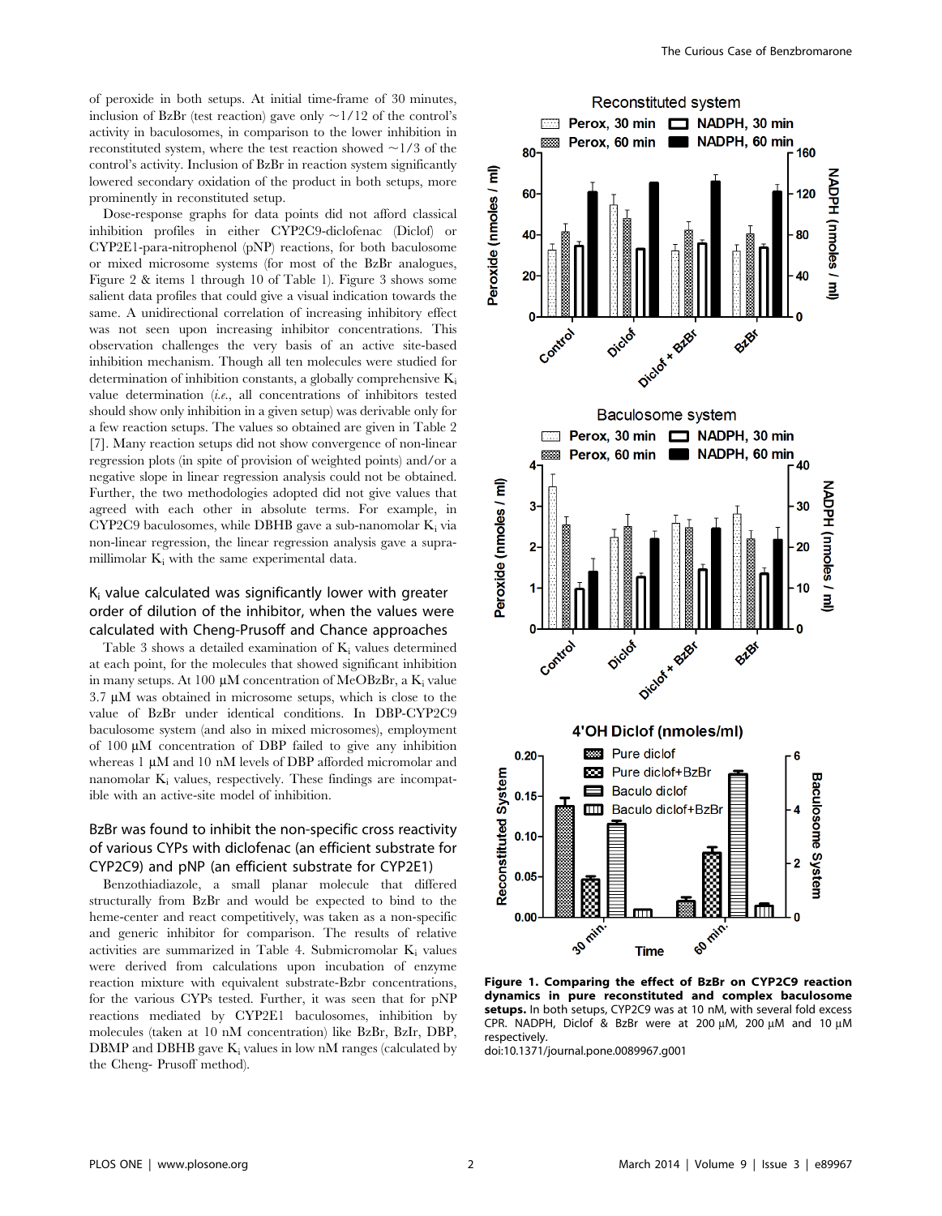of peroxide in both setups. At initial time-frame of 30 minutes, inclusion of BzBr (test reaction) gave only ~1/12 of the control's activity in baculosomes, in comparison to the lower inhibition in reconstituted system, where the test reaction showed ~1/3 of the control's activity. Inclusion of BzBr in reaction system significantly lowered secondary oxidation of the product in both setups, more prominently in reconstituted setup.

Dose-response graphs for data points did not afford classical inhibition profiles in either CYP2C9-diclofenac (Diclof) or CYP2E1-para-nitrophenol (pNP) reactions, for both baculosome or mixed microsome systems (for most of the BzBr analogues, Figure 2 & items 1 through 10 of Table 1). Figure 3 shows some salient data profiles that could give a visual indication towards the same. A unidirectional correlation of increasing inhibitory effect was not seen upon increasing inhibitor concentrations. This observation challenges the very basis of an active site-based inhibition mechanism. Though all ten molecules were studied for determination of inhibition constants, a globally comprehensive $K_i$ value determination (*i.e.*, all concentrations of inhibitors tested should show only inhibition in a given setup) was derivable only for a few reaction setups. The values so obtained are given in Table 2 [7]. Many reaction setups did not show convergence of non-linear regression plots (in spite of provision of weighted points) and/or a negative slope in linear regression analysis could not be obtained. Further, the two methodologies adopted did not give values that agreed with each other in absolute terms. For example, in CYP2C9 baculosomes, while DBHB gave a sub-nanomolar $K_i$ via non-linear regression, the linear regression analysis gave a supra-millimolar $K_i$ with the same experimental data.

### $K_i$ value calculated was significantly lower with greater order of dilution of the inhibitor, when the values were calculated with Cheng-Prusoff and Chance approaches

Table 3 shows a detailed examination of $K_i$ values determined at each point, for the molecules that showed significant inhibition in many setups. At 100 μM concentration of MeOBzBr, a $K_i$ value 3.7 μM was obtained in microsome setups, which is close to the value of BzBr under identical conditions. In DBP-CYP2C9 baculosome system (and also in mixed microsomes), employment of 100 μM concentration of DBP failed to give any inhibition whereas 1 μM and 10 nM levels of DBP afforded micromolar and nanomolar $K_i$ values, respectively. These findings are incompatible with an active-site model of inhibition.

### BzBr was found to inhibit the non-specific cross reactivity of various CYPs with diclofenac (an efficient substrate for CYP2C9) and pNP (an efficient substrate for CYP2E1)

Benzothiadiazole, a small planar molecule that differed structurally from BzBr and would be expected to bind to the heme-center and react competitively, was taken as a non-specific and generic inhibitor for comparison. The results of relative activities are summarized in Table 4. Submicromolar $K_i$ values were derived from calculations upon incubation of enzyme reaction mixture with equivalent substrate-Bzbr concentrations, for the various CYPs tested. Further, it was seen that for pNP reactions mediated by CYP2E1 baculosomes, inhibition by molecules (taken at 10 nM concentration) like BzBr, BzIr, DBP, DBMP and DBHB gave $K_i$ values in low nM ranges (calculated by the Cheng- Prusoff method).

**Figure 1. Comparing the effect of BzBr on CYP2C9 reaction dynamics in pure reconstituted and complex baculosome setups.** In both setups, CYP2C9 was at 10 nM, with several fold excess CPR. NADPH, Diclof & BzBr were at 200 μM, 200 μM and 10 μM respectively.
doi:10.1371/journal.pone.0089967.g001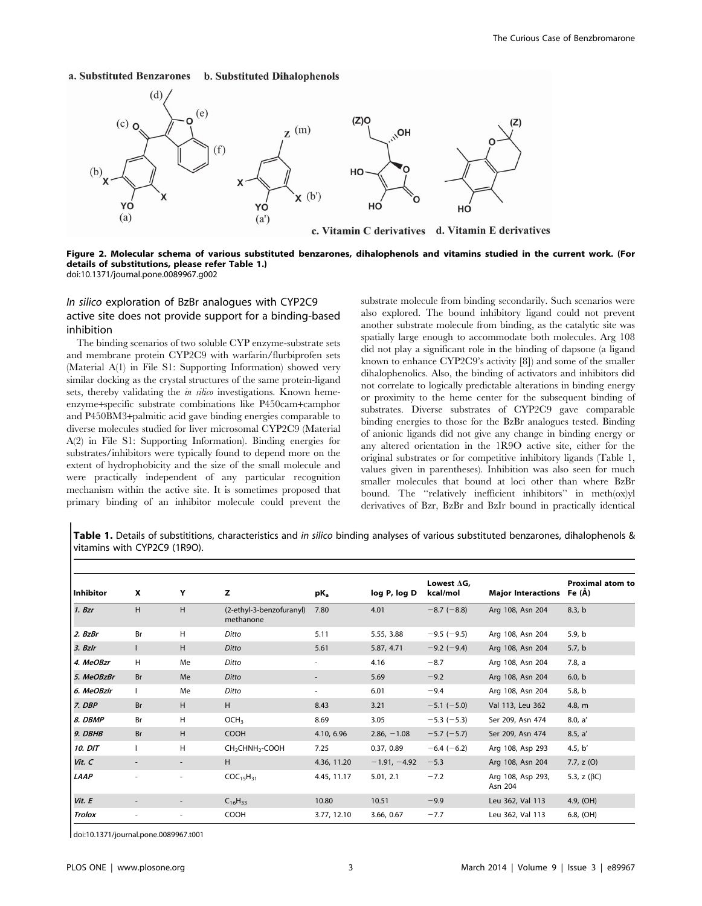a. Substituted Benzarones b. Substituted Dihalophenols

c. Vitamin C derivatives d. Vitamin E derivatives

**Figure 2. Molecular schema of various substituted benzarones, dihalophenols and vitamins studied in the current work. (For details of substitutions, please refer Table 1.)**
doi:10.1371/journal.pone.0089967.g002

### *In silico* exploration of BzBr analogues with CYP2C9 active site does not provide support for a binding-based inhibition

The binding scenarios of two soluble CYP enzyme-substrate sets and membrane protein CYP2C9 with warfarin/flurbiprofen sets (Material A(1) in File S1: Supporting Information) showed very similar docking as the crystal structures of the same protein-ligand sets, thereby validating the *in silico* investigations. Known heme-enzyme+specific substrate combinations like P450cam+camphor and P450BM3+palmitic acid gave binding energies comparable to diverse molecules studied for liver microsomal CYP2C9 (Material A(2) in File S1: Supporting Information). Binding energies for substrates/inhibitors were typically found to depend more on the extent of hydrophobicity and the size of the small molecule and were practically independent of any particular recognition mechanism within the active site. It is sometimes proposed that primary binding of an inhibitor molecule could prevent the substrate molecule from binding secondarily. Such scenarios were also explored. The bound inhibitory ligand could not prevent another substrate molecule from binding, as the catalytic site was spatially large enough to accommodate both molecules. Arg 108 did not play a significant role in the binding of dapsone (a ligand known to enhance CYP2C9's activity [8]) and some of the smaller dihalophenolics. Also, the binding of activators and inhibitors did not correlate to logically predictable alterations in binding energy or proximity to the heme center for the subsequent binding of substrates. Diverse substrates of CYP2C9 gave comparable binding energies to those for the BzBr analogues tested. Binding of anionic ligands did not give any change in binding energy or any altered orientation in the 1R9O active site, either for the original substrates or for competitive inhibitory ligands (Table 1, values given in parentheses). Inhibition was also seen for much smaller molecules that bound at loci other than where BzBr bound. The "relatively inefficient inhibitors" in meth(ox)yl derivatives of Bzr, BzBr and BzIr bound in practically identical

**Table 1.** Details of substititions, characteristics and *in silico* binding analyses of various substituted benzarones, dihalophenols & vitamins with CYP2C9 (1R9O).

| Inhibitor | X | Y | Z | $pK_a$ | log P, log D | Lowest ΔG, kcal/mol | Major Interactions | Proximal atom to Fe (Å) |
|---|---|---|---|---|---|---|---|---|
| *1. Bzr* | H | H | (2-ethyl-3-benzofuranyl) methanone | 7.80 | 4.01 | −8.7 (−8.8) | Arg 108, Asn 204 | 8.3, b |
| *2. BzBr* | Br | H | *Ditto* | 5.11 | 5.55, 3.88 | −9.5 (−9.5) | Arg 108, Asn 204 | 5.9, b |
| *3. BzIr* | I | H | *Ditto* | 5.61 | 5.87, 4.71 | −9.2 (−9.4) | Arg 108, Asn 204 | 5.7, b |
| *4. MeOBzr* | H | Me | *Ditto* | - | 4.16 | −8.7 | Arg 108, Asn 204 | 7.8, a |
| *5. MeOBzBr* | Br | Me | *Ditto* | - | 5.69 | −9.2 | Arg 108, Asn 204 | 6.0, b |
| *6. MeOBzIr* | I | Me | *Ditto* | - | 6.01 | −9.4 | Arg 108, Asn 204 | 5.8, b |
| *7. DBP* | Br | H | H | 8.43 | 3.21 | −5.1 (−5.0) | Val 113, Leu 362 | 4.8, m |
| *8. DBMP* | Br | H | $OCH_3$ | 8.69 | 3.05 | −5.3 (−5.3) | Ser 209, Asn 474 | 8.0, a′ |
| *9. DBHB* | Br | H | COOH | 4.10, 6.96 | 2.86, −1.08 | −5.7 (−5.7) | Ser 209, Asn 474 | 8.5, a′ |
| *10. DIT* | I | H | $CH_2CHNH_2$-COOH | 7.25 | 0.37, 0.89 | −6.4 (−6.2) | Arg 108, Asp 293 | 4.5, b′ |
| *Vit. C* | - | - | H | 4.36, 11.20 | −1.91, −4.92 | −5.3 | Arg 108, Asn 204 | 7.7, z (O) |
| *LAAP* | - | - | $COC_{15}H_{31}$ | 4.45, 11.17 | 5.01, 2.1 | −7.2 | Arg 108, Asp 293, Asn 204 | 5.3, z (βC) |
| *Vit. E* | - | - | $C_{16}H_{33}$ | 10.80 | 10.51 | −9.9 | Leu 362, Val 113 | 4.9, (OH) |
| *Trolox* | - | - | COOH | 3.77, 12.10 | 3.66, 0.67 | −7.7 | Leu 362, Val 113 | 6.8, (OH) |

doi:10.1371/journal.pone.0089967.t001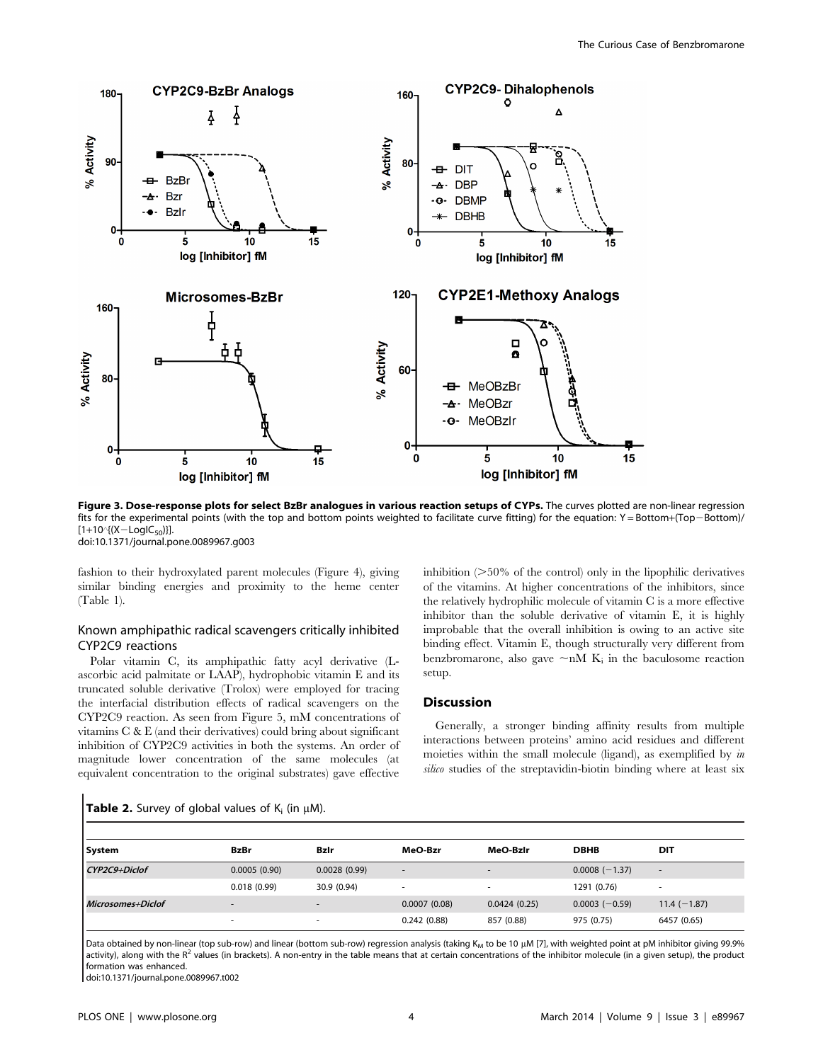**Figure 3. Dose-response plots for select BzBr analogues in various reaction setups of CYPs.** The curves plotted are non-linear regression fits for the experimental points (with the top and bottom points weighted to facilitate curve fitting) for the equation: $Y = Bottom + (Top - Bottom)/[1 + 10^{(X - LogIC_{50})}]$.

doi:10.1371/journal.pone.0089967.g003

fashion to their hydroxylated parent molecules (Figure 4), giving similar binding energies and proximity to the heme center (Table 1).

## Known amphipathic radical scavengers critically inhibited CYP2C9 reactions

Polar vitamin C, its amphipathic fatty acyl derivative (L-ascorbic acid palmitate or LAAP), hydrophobic vitamin E and its truncated soluble derivative (Trolox) were employed for tracing the interfacial distribution effects of radical scavengers on the CYP2C9 reaction. As seen from Figure 5, mM concentrations of vitamins C & E (and their derivatives) could bring about significant inhibition of CYP2C9 activities in both the systems. An order of magnitude lower concentration of the same molecules (at equivalent concentration to the original substrates) gave effective inhibition (>50% of the control) only in the lipophilic derivatives of the vitamins. At higher concentrations of the inhibitors, since the relatively hydrophilic molecule of vitamin C is a more effective inhibitor than the soluble derivative of vitamin E, it is highly improbable that the overall inhibition is owing to an active site binding effect. Vitamin E, though structurally very different from benzbromarone, also gave ~nM $K_i$ in the baculosome reaction setup.

## Discussion

Generally, a stronger binding affinity results from multiple interactions between proteins' amino acid residues and different moieties within the small molecule (ligand), as exemplified by *in silico* studies of the streptavidin-biotin binding where at least six

**Table 2.** Survey of global values of $K_i$ (in μM).

| System | BzBr | BzIr | MeO-Bzr | MeO-BzIr | DBHB | DIT |
|---|---|---|---|---|---|---|
| *CYP2C9+Diclof* | 0.0005 (0.90) | 0.0028 (0.99) | - | - | 0.0008 (−1.37) | - |
| | 0.018 (0.99) | 30.9 (0.94) | - | - | 1291 (0.76) | - |
| *Microsomes+Diclof* | - | - | 0.0007 (0.08) | 0.0424 (0.25) | 0.0003 (−0.59) | 11.4 (−1.87) |
| | - | - | 0.242 (0.88) | 857 (0.88) | 975 (0.75) | 6457 (0.65) |

Data obtained by non-linear (top sub-row) and linear (bottom sub-row) regression analysis (taking $K_M$ to be 10 μM [7], with weighted point at pM inhibitor giving 99.9% activity), along with the $R^2$ values (in brackets). A non-entry in the table means that at certain concentrations of the inhibitor molecule (in a given setup), the product formation was enhanced.

doi:10.1371/journal.pone.0089967.t002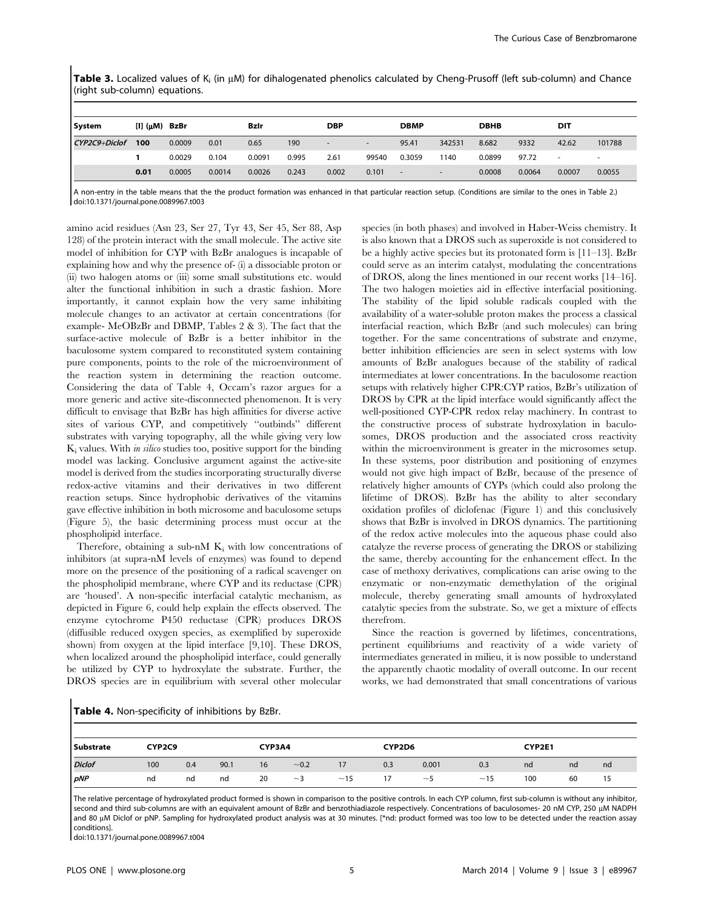**Table 3.** Localized values of $K_i$ (in μM) for dihalogenated phenolics calculated by Cheng-Prusoff (left sub-column) and Chance (right sub-column) equations.

| System | [I] (μM) | BzBr | | BzIr | | DBP | | DBMP | | DBHB | | DIT | |
|---|---|---|---|---|---|---|---|---|---|---|---|---|---|
| *CYP2C9+Diclof* | **100** | 0.0009 | 0.01 | 0.65 | 190 | - | - | 95.41 | 342531 | 8.682 | 9332 | 42.62 | 101788 |
| | **1** | 0.0029 | 0.104 | 0.0091 | 0.995 | 2.61 | 99540 | 0.3059 | 1140 | 0.0899 | 97.72 | - | - |
| | **0.01** | 0.0005 | 0.0014 | 0.0026 | 0.243 | 0.002 | 0.101 | - | - | 0.0008 | 0.0064 | 0.0007 | 0.0055 |

A non-entry in the table means that the the product formation was enhanced in that particular reaction setup. (Conditions are similar to the ones in Table 2.)
doi:10.1371/journal.pone.0089967.t003

amino acid residues (Asn 23, Ser 27, Tyr 43, Ser 45, Ser 88, Asp 128) of the protein interact with the small molecule. The active site model of inhibition for CYP with BzBr analogues is incapable of explaining how and why the presence of- (i) a dissociable proton or (ii) two halogen atoms or (iii) some small substitutions etc. would alter the functional inhibition in such a drastic fashion. More importantly, it cannot explain how the very same inhibiting molecule changes to an activator at certain concentrations (for example- MeOBzBr and DBMP, Tables 2 & 3). The fact that the surface-active molecule of BzBr is a better inhibitor in the baculosome system compared to reconstituted system containing pure components, points to the role of the microenvironment of the reaction system in determining the reaction outcome. Considering the data of Table 4, Occam's razor argues for a more generic and active site-disconnected phenomenon. It is very difficult to envisage that BzBr has high affinities for diverse active sites of various CYP, and competitively "outbinds" different substrates with varying topography, all the while giving very low $K_i$ values. With *in silico* studies too, positive support for the binding model was lacking. Conclusive argument against the active-site model is derived from the studies incorporating structurally diverse redox-active vitamins and their derivatives in two different reaction setups. Since hydrophobic derivatives of the vitamins gave effective inhibition in both microsome and baculosome setups (Figure 5), the basic determining process must occur at the phospholipid interface.

Therefore, obtaining a sub-nM $K_i$ with low concentrations of inhibitors (at supra-nM levels of enzymes) was found to depend more on the presence of the positioning of a radical scavenger on the phospholipid membrane, where CYP and its reductase (CPR) are 'housed'. A non-specific interfacial catalytic mechanism, as depicted in Figure 6, could help explain the effects observed. The enzyme cytochrome P450 reductase (CPR) produces DROS (diffusible reduced oxygen species, as exemplified by superoxide shown) from oxygen at the lipid interface [9,10]. These DROS, when localized around the phospholipid interface, could generally be utilized by CYP to hydroxylate the substrate. Further, the DROS species are in equilibrium with several other molecular species (in both phases) and involved in Haber-Weiss chemistry. It is also known that a DROS such as superoxide is not considered to be a highly active species but its protonated form is [11–13]. BzBr could serve as an interim catalyst, modulating the concentrations of DROS, along the lines mentioned in our recent works [14–16]. The two halogen moieties aid in effective interfacial positioning. The stability of the lipid soluble radicals coupled with the availability of a water-soluble proton makes the process a classical interfacial reaction, which BzBr (and such molecules) can bring together. For the same concentrations of substrate and enzyme, better inhibition efficiencies are seen in select systems with low amounts of BzBr analogues because of the stability of radical intermediates at lower concentrations. In the baculosome reaction setups with relatively higher CPR:CYP ratios, BzBr's utilization of DROS by CPR at the lipid interface would significantly affect the well-positioned CYP-CPR redox relay machinery. In contrast to the constructive process of substrate hydroxylation in baculosomes, DROS production and the associated cross reactivity within the microenvironment is greater in the microsomes setup. In these systems, poor distribution and positioning of enzymes would not give high impact of BzBr, because of the presence of relatively higher amounts of CYPs (which could also prolong the lifetime of DROS). BzBr has the ability to alter secondary oxidation profiles of diclofenac (Figure 1) and this conclusively shows that BzBr is involved in DROS dynamics. The partitioning of the redox active molecules into the aqueous phase could also catalyze the reverse process of generating the DROS or stabilizing the same, thereby accounting for the enhancement effect. In the case of methoxy derivatives, complications can arise owing to the enzymatic or non-enzymatic demethylation of the original molecule, thereby generating small amounts of hydroxylated catalytic species from the substrate. So, we get a mixture of effects therefrom.

Since the reaction is governed by lifetimes, concentrations, pertinent equilibriums and reactivity of a wide variety of intermediates generated in milieu, it is now possible to understand the apparently chaotic modality of overall outcome. In our recent works, we had demonstrated that small concentrations of various

**Table 4.** Non-specificity of inhibitions by BzBr.

| Substrate | CYP2C9 | | | CYP3A4 | | | CYP2D6 | | | CYP2E1 | | |
|---|---|---|---|---|---|---|---|---|---|---|---|---|
| *Diclof* | 100 | 0.4 | 90.1 | 16 | ~0.2 | 17 | 0.3 | 0.001 | 0.3 | nd | nd | nd |
| *pNP* | nd | nd | nd | 20 | ~3 | ~15 | 17 | ~5 | ~15 | 100 | 60 | 15 |

The relative percentage of hydroxylated product formed is shown in comparison to the positive controls. In each CYP column, first sub-column is without any inhibitor, second and third sub-columns are with an equivalent amount of BzBr and benzothiadiazole respectively. Concentrations of baculosomes- 20 nM CYP, 250 μM NADPH and 80 μM Diclof or pNP. Sampling for hydroxylated product analysis was at 30 minutes. [*nd: product formed was too low to be detected under the reaction assay conditions].
doi:10.1371/journal.pone.0089967.t004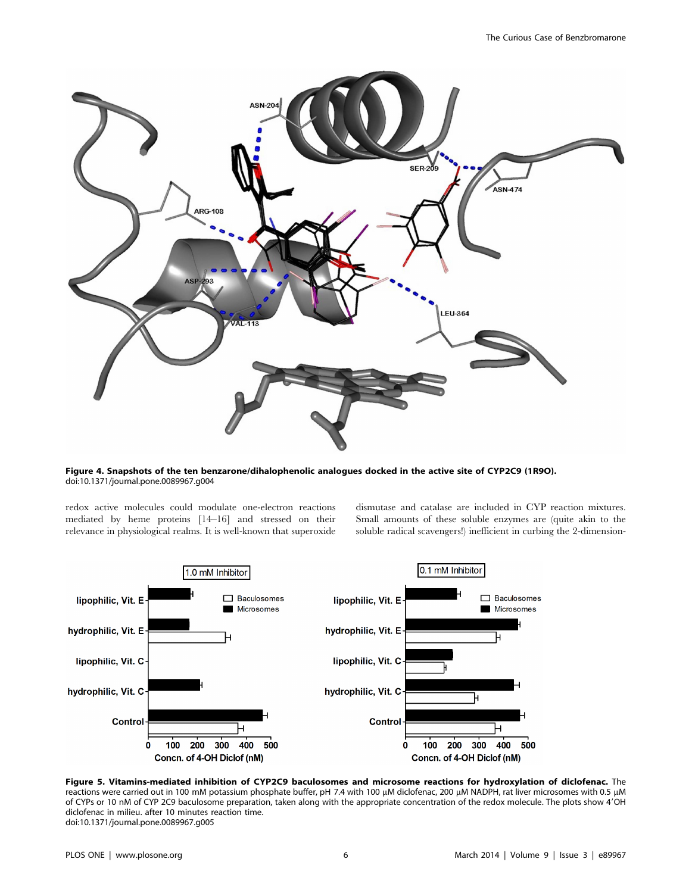**Figure 4. Snapshots of the ten benzarone/dihalophenolic analogues docked in the active site of CYP2C9 (1R9O).**
doi:10.1371/journal.pone.0089967.g004

redox active molecules could modulate one-electron reactions mediated by heme proteins [14–16] and stressed on their relevance in physiological realms. It is well-known that superoxide dismutase and catalase are included in CYP reaction mixtures. Small amounts of these soluble enzymes are (quite akin to the soluble radical scavengers!) inefficient in curbing the 2-dimension-

**Figure 5. Vitamins-mediated inhibition of CYP2C9 baculosomes and microsome reactions for hydroxylation of diclofenac.** The reactions were carried out in 100 mM potassium phosphate buffer, pH 7.4 with 100 µM diclofenac, 200 µM NADPH, rat liver microsomes with 0.5 µM of CYPs or 10 nM of CYP 2C9 baculosome preparation, taken along with the appropriate concentration of the redox molecule. The plots show 4′OH diclofenac in milieu. after 10 minutes reaction time.
doi:10.1371/journal.pone.0089967.g005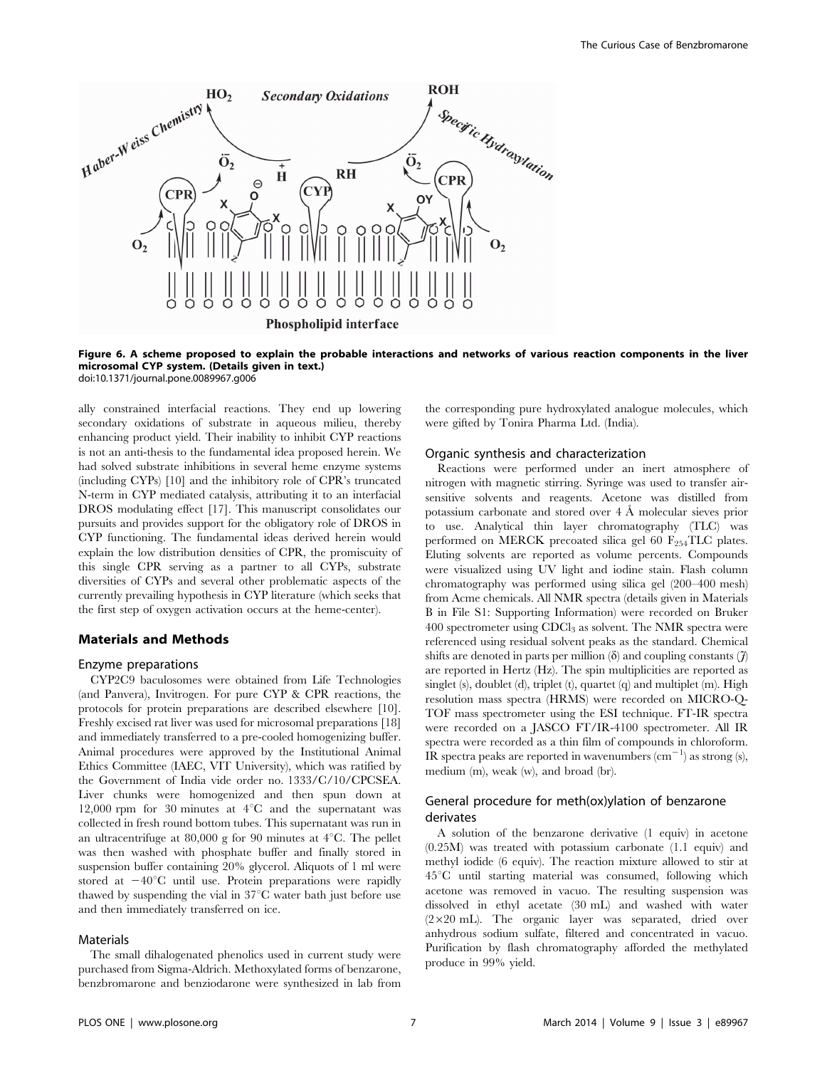**Figure 6. A scheme proposed to explain the probable interactions and networks of various reaction components in the liver microsomal CYP system. (Details given in text.)**
doi:10.1371/journal.pone.0089967.g006

ally constrained interfacial reactions. They end up lowering secondary oxidations of substrate in aqueous milieu, thereby enhancing product yield. Their inability to inhibit CYP reactions is not an anti-thesis to the fundamental idea proposed herein. We had solved substrate inhibitions in several heme enzyme systems (including CYPs) [10] and the inhibitory role of CPR's truncated N-term in CYP mediated catalysis, attributing it to an interfacial DROS modulating effect [17]. This manuscript consolidates our pursuits and provides support for the obligatory role of DROS in CYP functioning. The fundamental ideas derived herein would explain the low distribution densities of CPR, the promiscuity of this single CPR serving as a partner to all CYPs, substrate diversities of CYPs and several other problematic aspects of the currently prevailing hypothesis in CYP literature (which seeks that the first step of oxygen activation occurs at the heme-center).

## Materials and Methods

### Enzyme preparations

CYP2C9 baculosomes were obtained from Life Technologies (and Panvera), Invitrogen. For pure CYP & CPR reactions, the protocols for protein preparations are described elsewhere [10]. Freshly excised rat liver was used for microsomal preparations [18] and immediately transferred to a pre-cooled homogenizing buffer. Animal procedures were approved by the Institutional Animal Ethics Committee (IAEC, VIT University), which was ratified by the Government of India vide order no. 1333/C/10/CPCSEA. Liver chunks were homogenized and then spun down at 12,000 rpm for 30 minutes at 4°C and the supernatant was collected in fresh round bottom tubes. This supernatant was run in an ultracentrifuge at 80,000 g for 90 minutes at 4°C. The pellet was then washed with phosphate buffer and finally stored in suspension buffer containing 20% glycerol. Aliquots of 1 ml were stored at −40°C until use. Protein preparations were rapidly thawed by suspending the vial in 37°C water bath just before use and then immediately transferred on ice.

### Materials

The small dihalogenated phenolics used in current study were purchased from Sigma-Aldrich. Methoxylated forms of benzarone, benzbromarone and benziodarone were synthesized in lab from the corresponding pure hydroxylated analogue molecules, which were gifted by Tonira Pharma Ltd. (India).

### Organic synthesis and characterization

Reactions were performed under an inert atmosphere of nitrogen with magnetic stirring. Syringe was used to transfer air-sensitive solvents and reagents. Acetone was distilled from potassium carbonate and stored over 4 Å molecular sieves prior to use. Analytical thin layer chromatography (TLC) was performed on MERCK precoated silica gel 60 $F_{254}$TLC plates. Eluting solvents are reported as volume percents. Compounds were visualized using UV light and iodine stain. Flash column chromatography was performed using silica gel (200–400 mesh) from Acme chemicals. All NMR spectra (details given in Materials B in File S1: Supporting Information) were recorded on Bruker 400 spectrometer using $CDCl_3$ as solvent. The NMR spectra were referenced using residual solvent peaks as the standard. Chemical shifts are denoted in parts per million (δ) and coupling constants (*J*) are reported in Hertz (Hz). The spin multiplicities are reported as singlet (s), doublet (d), triplet (t), quartet (q) and multiplet (m). High resolution mass spectra (HRMS) were recorded on MICRO-Q-TOF mass spectrometer using the ESI technique. FT-IR spectra were recorded on a JASCO FT/IR-4100 spectrometer. All IR spectra were recorded as a thin film of compounds in chloroform. IR spectra peaks are reported in wavenumbers ($cm^{-1}$) as strong (s), medium (m), weak (w), and broad (br).

### General procedure for meth(ox)ylation of benzarone derivates

A solution of the benzarone derivative (1 equiv) in acetone (0.25M) was treated with potassium carbonate (1.1 equiv) and methyl iodide (6 equiv). The reaction mixture allowed to stir at 45°C until starting material was consumed, following which acetone was removed in vacuo. The resulting suspension was dissolved in ethyl acetate (30 mL) and washed with water (2×20 mL). The organic layer was separated, dried over anhydrous sodium sulfate, filtered and concentrated in vacuo. Purification by flash chromatography afforded the methylated produce in 99% yield.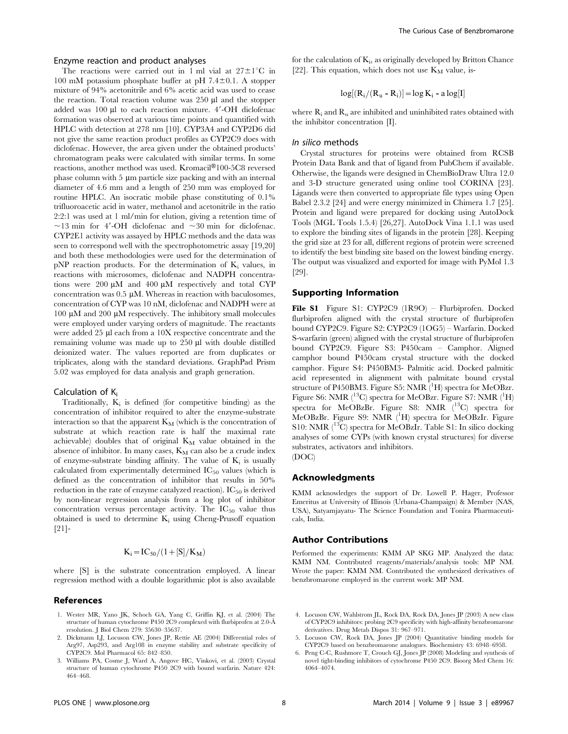### Enzyme reaction and product analyses

The reactions were carried out in 1 ml vial at 27±1°C in 100 mM potassium phosphate buffer at pH 7.4±0.1. A stopper mixture of 94% acetonitrile and 6% acetic acid was used to cease the reaction. Total reaction volume was 250 µl and the stopper added was 100 µl to each reaction mixture. 4′-OH diclofenac formation was observed at various time points and quantified with HPLC with detection at 278 nm [10]. CYP3A4 and CYP2D6 did not give the same reaction product profiles as CYP2C9 does with diclofenac. However, the area given under the obtained products' chromatogram peaks were calculated with similar terms. In some reactions, another method was used. Kromacil®100-5C8 reversed phase column with 5 µm particle size packing and with an internal diameter of 4.6 mm and a length of 250 mm was employed for routine HPLC. An isocratic mobile phase constituting of 0.1% trifluoroacetic acid in water, methanol and acetonitrile in the ratio 2:2:1 was used at 1 ml/min for elution, giving a retention time of ~13 min for 4′-OH diclofenac and ~30 min for diclofenac. CYP2E1 activity was assayed by HPLC methods and the data was seen to correspond well with the spectrophotometric assay [19,20] and both these methodologies were used for the determination of pNP reaction products. For the determination of $K_i$ values, in reactions with microsomes, diclofenac and NADPH concentrations were 200 µM and 400 µM respectively and total CYP concentration was 0.5 µM. Whereas in reaction with baculosomes, concentration of CYP was 10 nM, diclofenac and NADPH were at 100 µM and 200 µM respectively. The inhibitory small molecules were employed under varying orders of magnitude. The reactants were added 25 µl each from a 10X respective concentrate and the remaining volume was made up to 250 µl with double distilled deionized water. The values reported are from duplicates or triplicates, along with the standard deviations. GraphPad Prism 5.02 was employed for data analysis and graph generation.

### Calculation of $K_i$

Traditionally, $K_i$ is defined (for competitive binding) as the concentration of inhibitor required to alter the enzyme-substrate interaction so that the apparent $K_M$ (which is the concentration of substrate at which reaction rate is half the maximal rate achievable) doubles that of original $K_M$ value obtained in the absence of inhibitor. In many cases, $K_M$ can also be a crude index of enzyme-substrate binding affinity. The value of $K_i$ is usually calculated from experimentally determined $IC_{50}$ values (which is defined as the concentration of inhibitor that results in 50% reduction in the rate of enzyme catalyzed reaction). $IC_{50}$ is derived by non-linear regression analysis from a log plot of inhibitor concentration versus percentage activity. The $IC_{50}$ value thus obtained is used to determine $K_i$ using Cheng-Prusoff equation [21]-

$$K_i = IC_{50}/(1+[S]/K_M)$$

where [S] is the substrate concentration employed. A linear regression method with a double logarithmic plot is also available for the calculation of $K_i$, as originally developed by Britton Chance [22]. This equation, which does not use $K_M$ value, is-

$$\log[(R_i/(R_u - R_i)] = \log K_i - a\log[I]$$

where $R_i$ and $R_u$ are inhibited and uninhibited rates obtained with the inhibitor concentration [I].

### *In silico* methods

Crystal structures for proteins were obtained from RCSB Protein Data Bank and that of ligand from PubChem if available. Otherwise, the ligands were designed in ChemBioDraw Ultra 12.0 and 3-D structure generated using online tool CORINA [23]. Ligands were then converted to appropriate file types using Open Babel 2.3.2 [24] and were energy minimized in Chimera 1.7 [25]. Protein and ligand were prepared for docking using AutoDock Tools (MGL Tools 1.5.4) [26,27]. AutoDock Vina 1.1.1 was used to explore the binding sites of ligands in the protein [28]. Keeping the grid size at 23 for all, different regions of protein were screened to identify the best binding site based on the lowest binding energy. The output was visualized and exported for image with PyMol 1.3 [29].

## Supporting Information

**File S1** Figure S1: CYP2C9 (1R9O) – Flurbiprofen. Docked flurbiprofen aligned with the crystal structure of flurbiprofen bound CYP2C9. Figure S2: CYP2C9 (1OG5) – Warfarin. Docked S-warfarin (green) aligned with the crystal structure of flurbiprofen bound CYP2C9. Figure S3: P450cam – Camphor. Aligned camphor bound P450cam crystal structure with the docked camphor. Figure S4: P450BM3- Palmitic acid. Docked palmitic acid represented in alignment with palmitate bound crystal structure of P450BM3. Figure S5: NMR ($^1$H) spectra for MeOBzr. Figure S6: NMR ($^{13}$C) spectra for MeOBzr. Figure S7: NMR ($^1$H) spectra for MeOBzBr. Figure S8: NMR ($^{13}$C) spectra for MeOBzBr. Figure S9: NMR ($^1$H) spectra for MeOBzIr. Figure S10: NMR ($^{13}$C) spectra for MeOBzIr. Table S1: In silico docking analyses of some CYPs (with known crystal structures) for diverse substrates, activators and inhibitors.
(DOC)

## Acknowledgments

KMM acknowledges the support of Dr. Lowell P. Hager, Professor Emeritus at University of Illinois (Urbana-Champaign) & Member (NAS, USA), Satyamjayatu- The Science Foundation and Tonira Pharmaceuticals, India.

## Author Contributions

Performed the experiments: KMM AP SKG MP. Analyzed the data: KMM NM. Contributed reagents/materials/analysis tools: MP NM. Wrote the paper: KMM NM. Contributed the synthesized derivatives of benzbromarone employed in the current work: MP NM.

## References

1. Wester MR, Yano JK, Schoch GA, Yang C, Griffin KJ, et al. (2004) The structure of human cytochrome P450 2C9 complexed with flurbiprofen at 2.0-Å resolution. J Biol Chem 279: 35630–35637.
2. Dickmann LJ, Locuson CW, Jones JP, Rettie AE (2004) Differential roles of Arg97, Asp293, and Arg108 in enzyme stability and substrate specificity of CYP2C9. Mol Pharmacol 65: 842–850.
3. Williams PA, Cosme J, Ward A, Angove HC, Vinkovi, et al. (2003) Crystal structure of human cytochrome P450 2C9 with bound warfarin. Nature 424: 464–468.
4. Locuson CW, Wahlstrom JL, Rock DA, Rock DA, Jones JP (2003) A new class of CYP2C9 inhibitors: probing 2C9 specificity with high-affinity benzbromarone derivatives. Drug Metab Dispos 31: 967–971.
5. Locuson CW, Rock DA, Jones JP (2004) Quantitative binding models for CYP2C9 based on benzbromarone analogues. Biochemistry 43: 6948–6958.
6. Peng C-C, Rushmore T, Crouch GJ, Jones JP (2008) Modeling and synthesis of novel tight-binding inhibitors of cytochrome P450 2C9. Bioorg Med Chem 16: 4064–4074.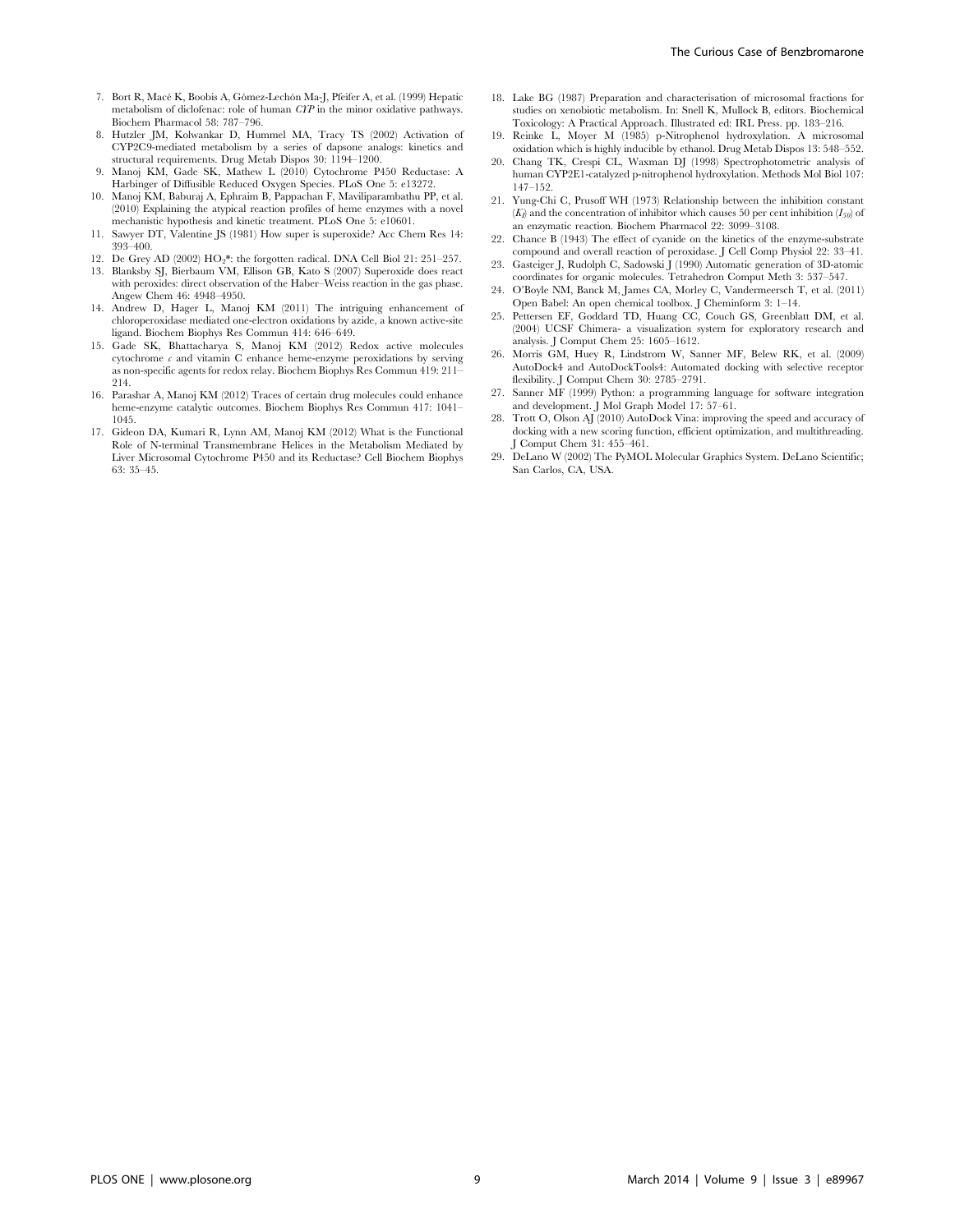7. Bort R, Macé K, Boobis A, Gómez-Lechón Ma-J, Pfeifer A, et al. (1999) Hepatic metabolism of diclofenac: role of human *CYP* in the minor oxidative pathways. Biochem Pharmacol 58: 787–796.
8. Hutzler JM, Kolwankar D, Hummel MA, Tracy TS (2002) Activation of CYP2C9-mediated metabolism by a series of dapsone analogs: kinetics and structural requirements. Drug Metab Dispos 30: 1194–1200.
9. Manoj KM, Gade SK, Mathew L (2010) Cytochrome P450 Reductase: A Harbinger of Diffusible Reduced Oxygen Species. PLoS One 5: e13272.
10. Manoj KM, Baburaj A, Ephraim B, Pappachan F, Maviliparambathu PP, et al. (2010) Explaining the atypical reaction profiles of heme enzymes with a novel mechanistic hypothesis and kinetic treatment. PLoS One 5: e10601.
11. Sawyer DT, Valentine JS (1981) How super is superoxide? Acc Chem Res 14: 393–400.
12. De Grey AD (2002) $HO_2$*: the forgotten radical. DNA Cell Biol 21: 251–257.
13. Blanksby SJ, Bierbaum VM, Ellison GB, Kato S (2007) Superoxide does react with peroxides: direct observation of the Haber–Weiss reaction in the gas phase. Angew Chem 46: 4948–4950.
14. Andrew D, Hager L, Manoj KM (2011) The intriguing enhancement of chloroperoxidase mediated one-electron oxidations by azide, a known active-site ligand. Biochem Biophys Res Commun 414: 646–649.
15. Gade SK, Bhattacharya S, Manoj KM (2012) Redox active molecules cytochrome *c* and vitamin C enhance heme-enzyme peroxidations by serving as non-specific agents for redox relay. Biochem Biophys Res Commun 419: 211–214.
16. Parashar A, Manoj KM (2012) Traces of certain drug molecules could enhance heme-enzyme catalytic outcomes. Biochem Biophys Res Commun 417: 1041–1045.
17. Gideon DA, Kumari R, Lynn AM, Manoj KM (2012) What is the Functional Role of N-terminal Transmembrane Helices in the Metabolism Mediated by Liver Microsomal Cytochrome P450 and its Reductase? Cell Biochem Biophys 63: 35–45.
18. Lake BG (1987) Preparation and characterisation of microsomal fractions for studies on xenobiotic metabolism. In: Snell K, Mullock B, editors. Biochemical Toxicology: A Practical Approach. Illustrated ed: IRL Press. pp. 183–216.
19. Reinke L, Moyer M (1985) p-Nitrophenol hydroxylation. A microsomal oxidation which is highly inducible by ethanol. Drug Metab Dispos 13: 548–552.
20. Chang TK, Crespi CL, Waxman DJ (1998) Spectrophotometric analysis of human CYP2E1-catalyzed p-nitrophenol hydroxylation. Methods Mol Biol 107: 147–152.
21. Yung-Chi C, Prusoff WH (1973) Relationship between the inhibition constant ($K_I$) and the concentration of inhibitor which causes 50 per cent inhibition ($I_{50}$) of an enzymatic reaction. Biochem Pharmacol 22: 3099–3108.
22. Chance B (1943) The effect of cyanide on the kinetics of the enzyme-substrate compound and overall reaction of peroxidase. J Cell Comp Physiol 22: 33–41.
23. Gasteiger J, Rudolph C, Sadowski J (1990) Automatic generation of 3D-atomic coordinates for organic molecules. Tetrahedron Comput Meth 3: 537–547.
24. O'Boyle NM, Banck M, James CA, Morley C, Vandermeersch T, et al. (2011) Open Babel: An open chemical toolbox. J Cheminform 3: 1–14.
25. Pettersen EF, Goddard TD, Huang CC, Couch GS, Greenblatt DM, et al. (2004) UCSF Chimera- a visualization system for exploratory research and analysis. J Comput Chem 25: 1605–1612.
26. Morris GM, Huey R, Lindstrom W, Sanner MF, Belew RK, et al. (2009) AutoDock4 and AutoDockTools4: Automated docking with selective receptor flexibility. J Comput Chem 30: 2785–2791.
27. Sanner MF (1999) Python: a programming language for software integration and development. J Mol Graph Model 17: 57–61.
28. Trott O, Olson AJ (2010) AutoDock Vina: improving the speed and accuracy of docking with a new scoring function, efficient optimization, and multithreading. J Comput Chem 31: 455–461.
29. DeLano W (2002) The PyMOL Molecular Graphics System. DeLano Scientific; San Carlos, CA, USA.